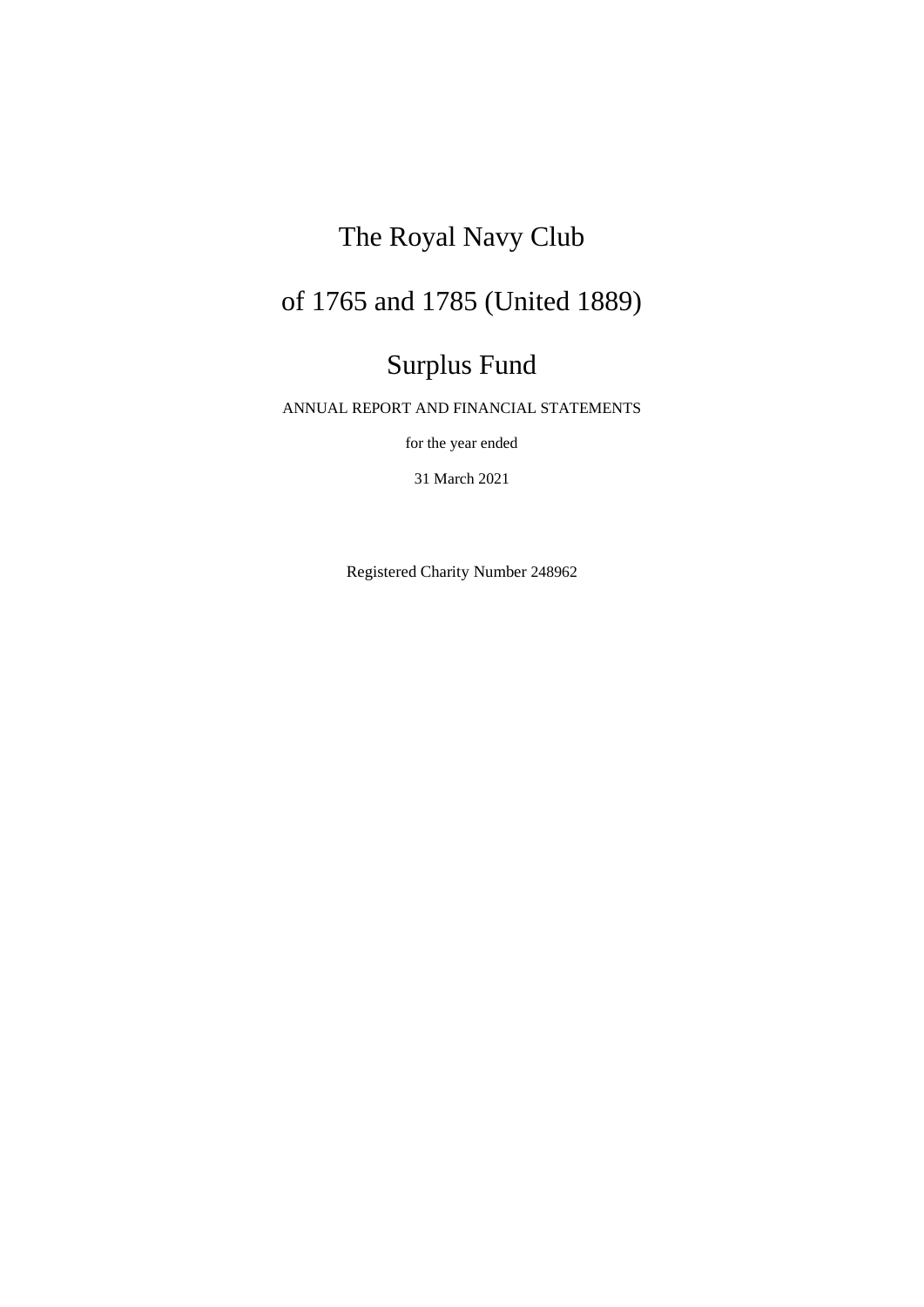# The Royal Navy Club

# of 1765 and 1785 (United 1889)

# Surplus Fund

ANNUAL REPORT AND FINANCIAL STATEMENTS

for the year ended

31 March 2021

Registered Charity Number 248962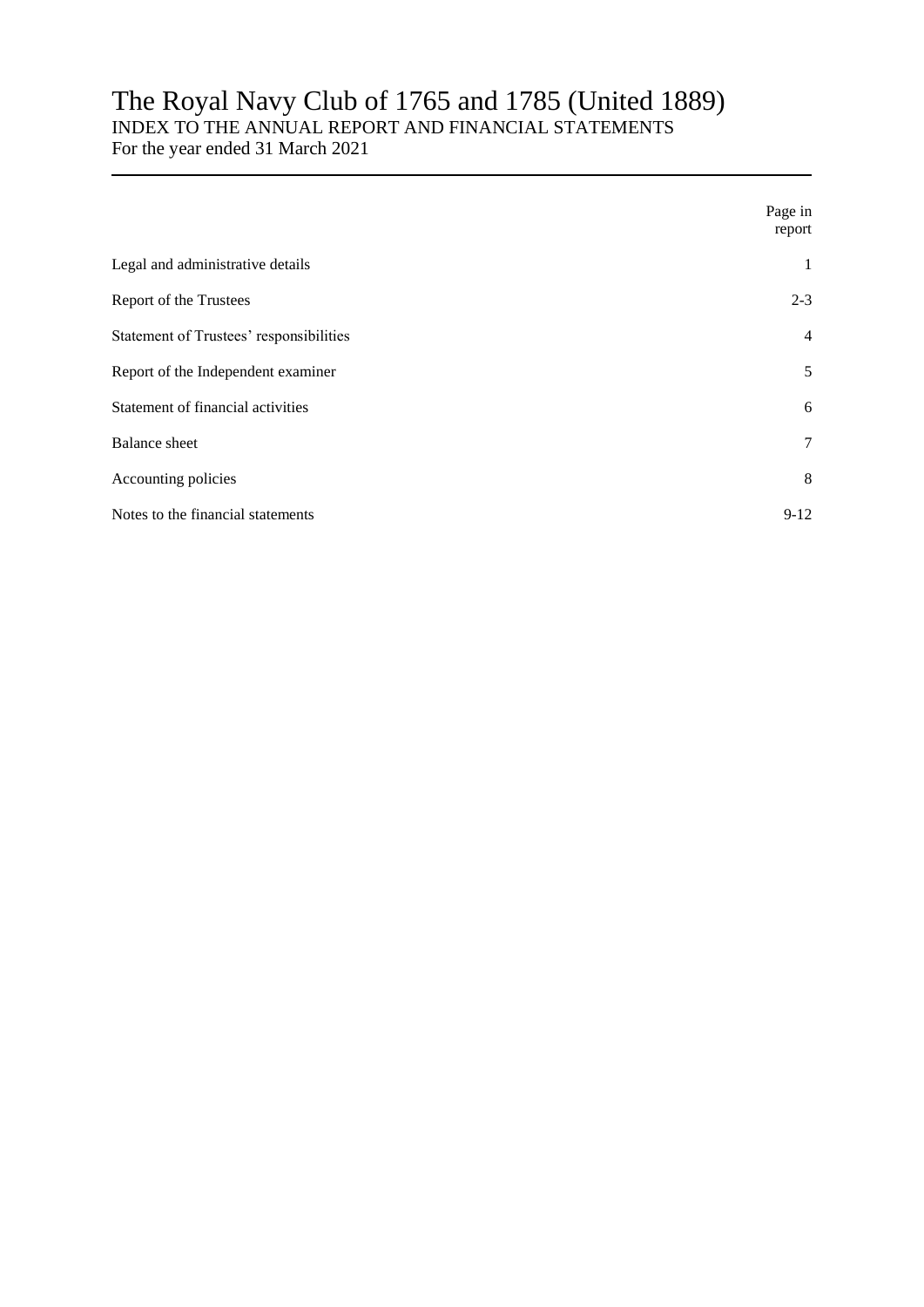# The Royal Navy Club of 1765 and 1785 (United 1889)

INDEX TO THE ANNUAL REPORT AND FINANCIAL STATEMENTS
For the year ended 31 March 2021

| | Page in report |
|---|---|
| Legal and administrative details | 1 |
| Report of the Trustees | 2-3 |
| Statement of Trustees' responsibilities | 4 |
| Report of the Independent examiner | 5 |
| Statement of financial activities | 6 |
| Balance sheet | 7 |
| Accounting policies | 8 |
| Notes to the financial statements | 9-12 |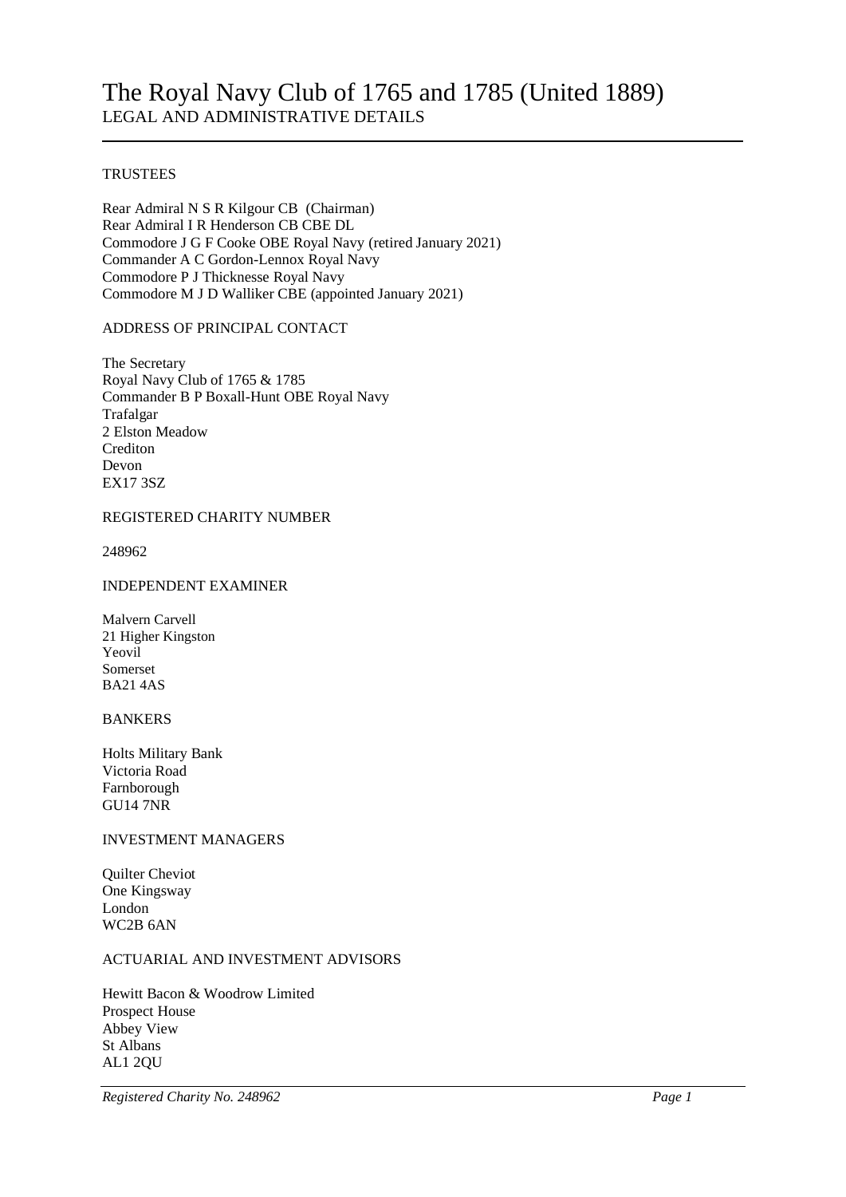# The Royal Navy Club of 1765 and 1785 (United 1889)

## LEGAL AND ADMINISTRATIVE DETAILS

### TRUSTEES

Rear Admiral N S R Kilgour CB (Chairman)
Rear Admiral I R Henderson CB CBE DL
Commodore J G F Cooke OBE Royal Navy (retired January 2021)
Commander A C Gordon-Lennox Royal Navy
Commodore P J Thicknesse Royal Navy
Commodore M J D Walliker CBE (appointed January 2021)

### ADDRESS OF PRINCIPAL CONTACT

The Secretary
Royal Navy Club of 1765 & 1785
Commander B P Boxall-Hunt OBE Royal Navy
Trafalgar
2 Elston Meadow
Crediton
Devon
EX17 3SZ

### REGISTERED CHARITY NUMBER

248962

### INDEPENDENT EXAMINER

Malvern Carvell
21 Higher Kingston
Yeovil
Somerset
BA21 4AS

### BANKERS

Holts Military Bank
Victoria Road
Farnborough
GU14 7NR

### INVESTMENT MANAGERS

Quilter Cheviot
One Kingsway
London
WC2B 6AN

### ACTUARIAL AND INVESTMENT ADVISORS

Hewitt Bacon & Woodrow Limited
Prospect House
Abbey View
St Albans
AL1 2QU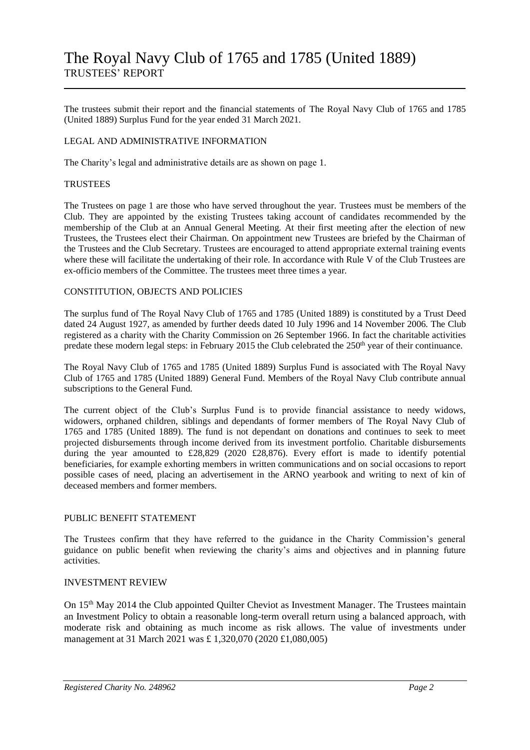# The Royal Navy Club of 1765 and 1785 (United 1889)

## TRUSTEES' REPORT

The trustees submit their report and the financial statements of The Royal Navy Club of 1765 and 1785 (United 1889) Surplus Fund for the year ended 31 March 2021.

### LEGAL AND ADMINISTRATIVE INFORMATION

The Charity's legal and administrative details are as shown on page 1.

### TRUSTEES

The Trustees on page 1 are those who have served throughout the year. Trustees must be members of the Club. They are appointed by the existing Trustees taking account of candidates recommended by the membership of the Club at an Annual General Meeting. At their first meeting after the election of new Trustees, the Trustees elect their Chairman. On appointment new Trustees are briefed by the Chairman of the Trustees and the Club Secretary. Trustees are encouraged to attend appropriate external training events where these will facilitate the undertaking of their role. In accordance with Rule V of the Club Trustees are ex-officio members of the Committee. The trustees meet three times a year.

### CONSTITUTION, OBJECTS AND POLICIES

The surplus fund of The Royal Navy Club of 1765 and 1785 (United 1889) is constituted by a Trust Deed dated 24 August 1927, as amended by further deeds dated 10 July 1996 and 14 November 2006. The Club registered as a charity with the Charity Commission on 26 September 1966. In fact the charitable activities predate these modern legal steps: in February 2015 the Club celebrated the 250th year of their continuance.

The Royal Navy Club of 1765 and 1785 (United 1889) Surplus Fund is associated with The Royal Navy Club of 1765 and 1785 (United 1889) General Fund. Members of the Royal Navy Club contribute annual subscriptions to the General Fund.

The current object of the Club's Surplus Fund is to provide financial assistance to needy widows, widowers, orphaned children, siblings and dependants of former members of The Royal Navy Club of 1765 and 1785 (United 1889). The fund is not dependant on donations and continues to seek to meet projected disbursements through income derived from its investment portfolio. Charitable disbursements during the year amounted to £28,829 (2020 £28,876). Every effort is made to identify potential beneficiaries, for example exhorting members in written communications and on social occasions to report possible cases of need, placing an advertisement in the ARNO yearbook and writing to next of kin of deceased members and former members.

### PUBLIC BENEFIT STATEMENT

The Trustees confirm that they have referred to the guidance in the Charity Commission's general guidance on public benefit when reviewing the charity's aims and objectives and in planning future activities.

### INVESTMENT REVIEW

On 15th May 2014 the Club appointed Quilter Cheviot as Investment Manager. The Trustees maintain an Investment Policy to obtain a reasonable long-term overall return using a balanced approach, with moderate risk and obtaining as much income as risk allows. The value of investments under management at 31 March 2021 was £ 1,320,070 (2020 £1,080,005)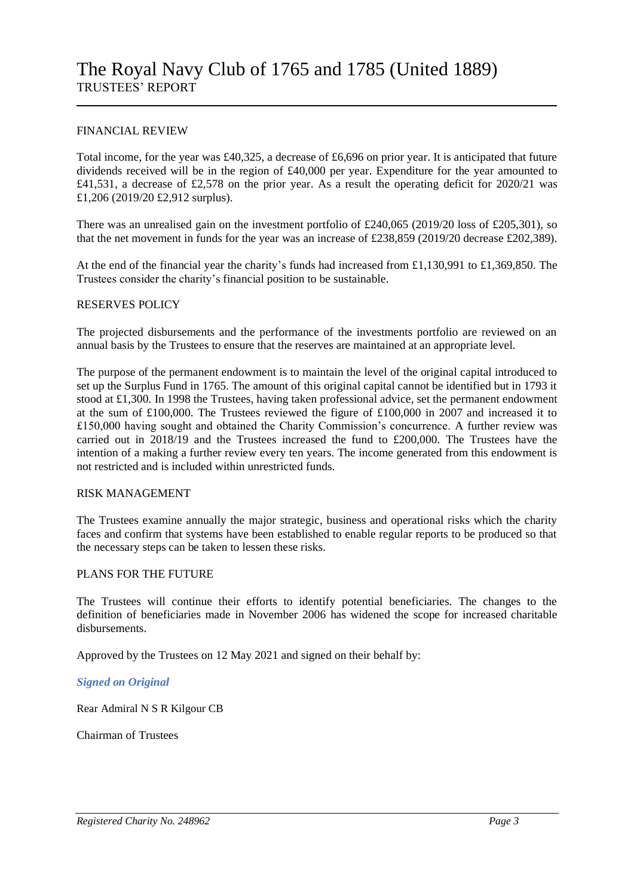# The Royal Navy Club of 1765 and 1785 (United 1889)

## TRUSTEES' REPORT

### FINANCIAL REVIEW

Total income, for the year was £40,325, a decrease of £6,696 on prior year. It is anticipated that future dividends received will be in the region of £40,000 per year. Expenditure for the year amounted to £41,531, a decrease of £2,578 on the prior year. As a result the operating deficit for 2020/21 was £1,206 (2019/20 £2,912 surplus).

There was an unrealised gain on the investment portfolio of £240,065 (2019/20 loss of £205,301), so that the net movement in funds for the year was an increase of £238,859 (2019/20 decrease £202,389).

At the end of the financial year the charity's funds had increased from £1,130,991 to £1,369,850. The Trustees consider the charity's financial position to be sustainable.

### RESERVES POLICY

The projected disbursements and the performance of the investments portfolio are reviewed on an annual basis by the Trustees to ensure that the reserves are maintained at an appropriate level.

The purpose of the permanent endowment is to maintain the level of the original capital introduced to set up the Surplus Fund in 1765. The amount of this original capital cannot be identified but in 1793 it stood at £1,300. In 1998 the Trustees, having taken professional advice, set the permanent endowment at the sum of £100,000. The Trustees reviewed the figure of £100,000 in 2007 and increased it to £150,000 having sought and obtained the Charity Commission's concurrence. A further review was carried out in 2018/19 and the Trustees increased the fund to £200,000. The Trustees have the intention of a making a further review every ten years. The income generated from this endowment is not restricted and is included within unrestricted funds.

### RISK MANAGEMENT

The Trustees examine annually the major strategic, business and operational risks which the charity faces and confirm that systems have been established to enable regular reports to be produced so that the necessary steps can be taken to lessen these risks.

### PLANS FOR THE FUTURE

The Trustees will continue their efforts to identify potential beneficiaries. The changes to the definition of beneficiaries made in November 2006 has widened the scope for increased charitable disbursements.

Approved by the Trustees on 12 May 2021 and signed on their behalf by:

***Signed on Original***

Rear Admiral N S R Kilgour CB

Chairman of Trustees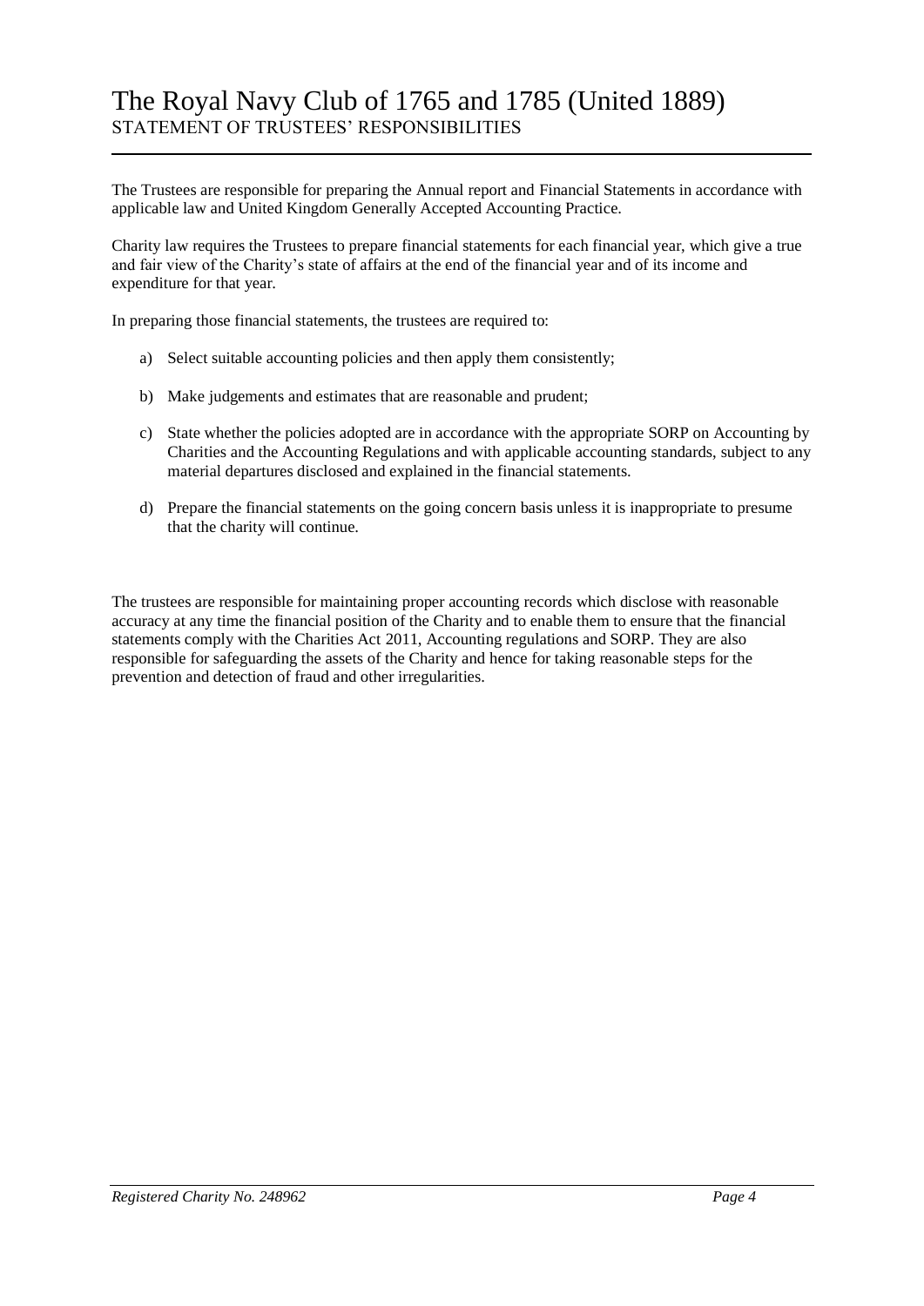# The Royal Navy Club of 1765 and 1785 (United 1889)

## STATEMENT OF TRUSTEES' RESPONSIBILITIES

The Trustees are responsible for preparing the Annual report and Financial Statements in accordance with applicable law and United Kingdom Generally Accepted Accounting Practice.

Charity law requires the Trustees to prepare financial statements for each financial year, which give a true and fair view of the Charity's state of affairs at the end of the financial year and of its income and expenditure for that year.

In preparing those financial statements, the trustees are required to:

a) Select suitable accounting policies and then apply them consistently;

b) Make judgements and estimates that are reasonable and prudent;

c) State whether the policies adopted are in accordance with the appropriate SORP on Accounting by Charities and the Accounting Regulations and with applicable accounting standards, subject to any material departures disclosed and explained in the financial statements.

d) Prepare the financial statements on the going concern basis unless it is inappropriate to presume that the charity will continue.

The trustees are responsible for maintaining proper accounting records which disclose with reasonable accuracy at any time the financial position of the Charity and to enable them to ensure that the financial statements comply with the Charities Act 2011, Accounting regulations and SORP. They are also responsible for safeguarding the assets of the Charity and hence for taking reasonable steps for the prevention and detection of fraud and other irregularities.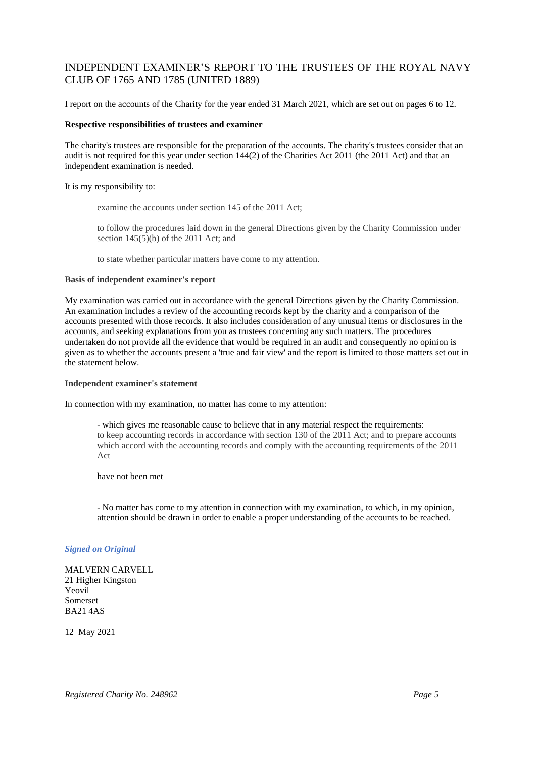# INDEPENDENT EXAMINER'S REPORT TO THE TRUSTEES OF THE ROYAL NAVY CLUB OF 1765 AND 1785 (UNITED 1889)

I report on the accounts of the Charity for the year ended 31 March 2021, which are set out on pages 6 to 12.

**Respective responsibilities of trustees and examiner**

The charity's trustees are responsible for the preparation of the accounts. The charity's trustees consider that an audit is not required for this year under section 144(2) of the Charities Act 2011 (the 2011 Act) and that an independent examination is needed.

It is my responsibility to:

> examine the accounts under section 145 of the 2011 Act;
>
> to follow the procedures laid down in the general Directions given by the Charity Commission under section 145(5)(b) of the 2011 Act; and
>
> to state whether particular matters have come to my attention.

**Basis of independent examiner's report**

My examination was carried out in accordance with the general Directions given by the Charity Commission. An examination includes a review of the accounting records kept by the charity and a comparison of the accounts presented with those records. It also includes consideration of any unusual items or disclosures in the accounts, and seeking explanations from you as trustees concerning any such matters. The procedures undertaken do not provide all the evidence that would be required in an audit and consequently no opinion is given as to whether the accounts present a 'true and fair view' and the report is limited to those matters set out in the statement below.

**Independent examiner's statement**

In connection with my examination, no matter has come to my attention:

> - which gives me reasonable cause to believe that in any material respect the requirements:
> to keep accounting records in accordance with section 130 of the 2011 Act; and to prepare accounts which accord with the accounting records and comply with the accounting requirements of the 2011 Act
>
> have not been met
>
> - No matter has come to my attention in connection with my examination, to which, in my opinion, attention should be drawn in order to enable a proper understanding of the accounts to be reached.

*Signed on Original*

MALVERN CARVELL
21 Higher Kingston
Yeovil
Somerset
BA21 4AS

12 May 2021

*Registered Charity No. 248962*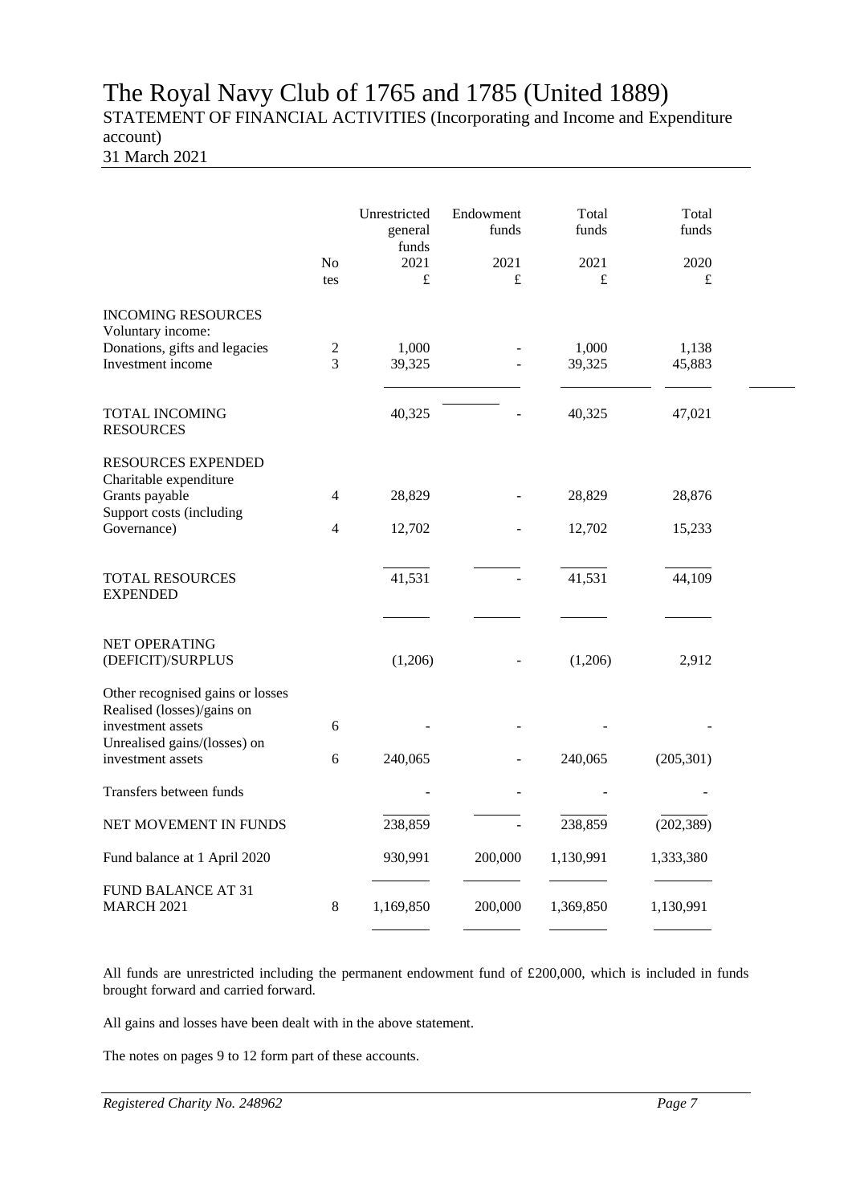# The Royal Navy Club of 1765 and 1785 (United 1889)

STATEMENT OF FINANCIAL ACTIVITIES (Incorporating and Income and Expenditure account)

31 March 2021

| | Notes | Unrestricted general funds 2021 £ | Endowment funds 2021 £ | Total funds 2021 £ | Total funds 2020 £ |
|---|---|---|---|---|---|
| INCOMING RESOURCES | | | | | |
| Voluntary income: | | | | | |
| Donations, gifts and legacies | 2 | 1,000 | - | 1,000 | 1,138 |
| Investment income | 3 | 39,325 | - | 39,325 | 45,883 |
| TOTAL INCOMING RESOURCES | | 40,325 | - | 40,325 | 47,021 |
| RESOURCES EXPENDED | | | | | |
| Charitable expenditure | | | | | |
| Grants payable | 4 | 28,829 | - | 28,829 | 28,876 |
| Support costs (including Governance) | 4 | 12,702 | - | 12,702 | 15,233 |
| TOTAL RESOURCES EXPENDED | | 41,531 | - | 41,531 | 44,109 |
| NET OPERATING (DEFICIT)/SURPLUS | | (1,206) | - | (1,206) | 2,912 |
| Other recognised gains or losses | | | | | |
| Realised (losses)/gains on investment assets | 6 | - | - | - | - |
| Unrealised gains/(losses) on investment assets | 6 | 240,065 | - | 240,065 | (205,301) |
| Transfers between funds | | - | - | - | - |
| NET MOVEMENT IN FUNDS | | 238,859 | - | 238,859 | (202,389) |
| Fund balance at 1 April 2020 | | 930,991 | 200,000 | 1,130,991 | 1,333,380 |
| FUND BALANCE AT 31 MARCH 2021 | 8 | 1,169,850 | 200,000 | 1,369,850 | 1,130,991 |

All funds are unrestricted including the permanent endowment fund of £200,000, which is included in funds brought forward and carried forward.

All gains and losses have been dealt with in the above statement.

The notes on pages 9 to 12 form part of these accounts.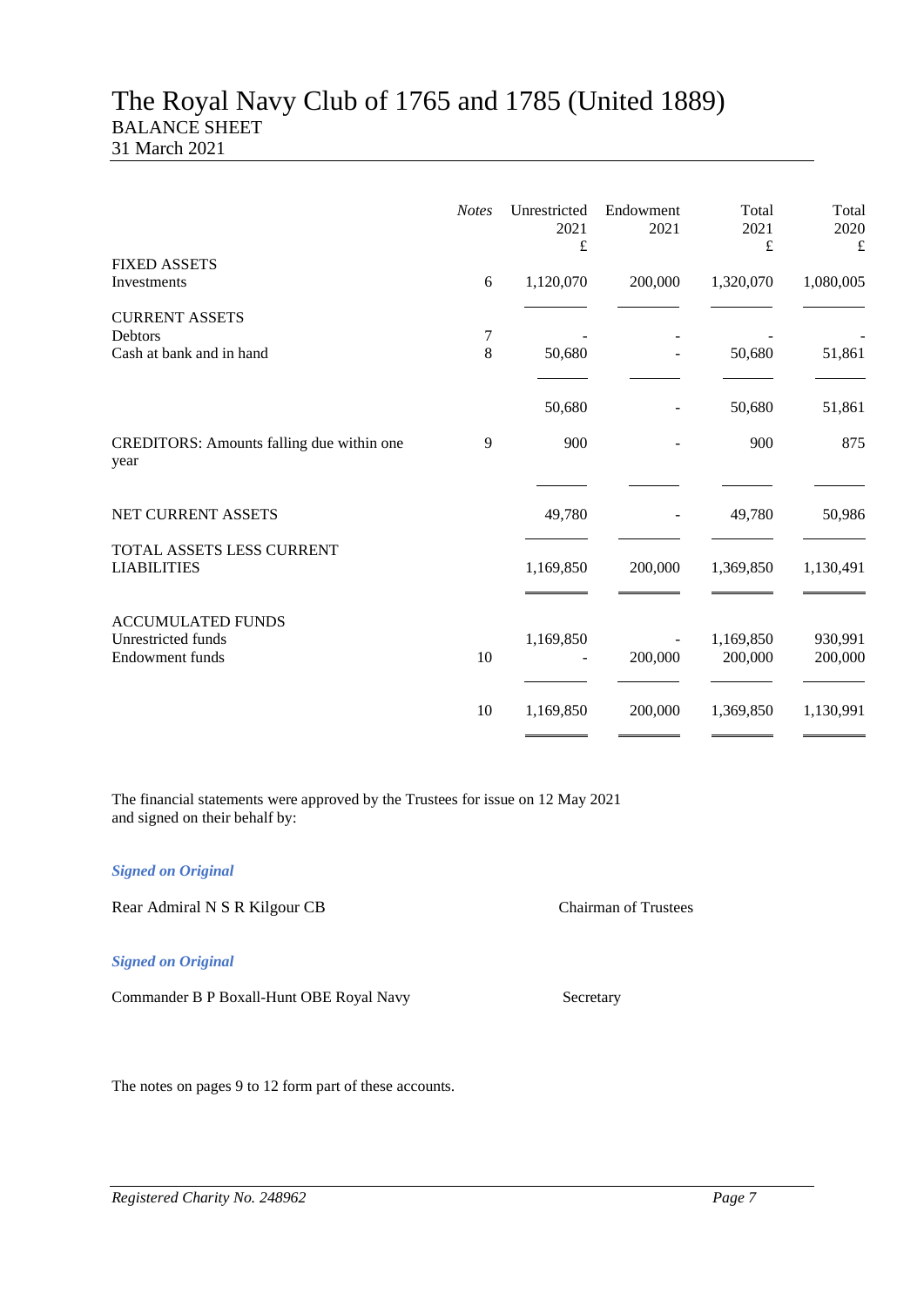# The Royal Navy Club of 1765 and 1785 (United 1889)

## BALANCE SHEET

31 March 2021

| | *Notes* | Unrestricted 2021 £ | Endowment 2021 | Total 2021 £ | Total 2020 £ |
|---|---|---|---|---|---|
| FIXED ASSETS | | | | | |
| Investments | 6 | 1,120,070 | 200,000 | 1,320,070 | 1,080,005 |
| CURRENT ASSETS | | | | | |
| Debtors | 7 | - | - | - | - |
| Cash at bank and in hand | 8 | 50,680 | - | 50,680 | 51,861 |
| | | 50,680 | - | 50,680 | 51,861 |
| CREDITORS: Amounts falling due within one year | 9 | 900 | - | 900 | 875 |
| NET CURRENT ASSETS | | 49,780 | - | 49,780 | 50,986 |
| TOTAL ASSETS LESS CURRENT LIABILITIES | | 1,169,850 | 200,000 | 1,369,850 | 1,130,491 |
| ACCUMULATED FUNDS | | | | | |
| Unrestricted funds | | 1,169,850 | - | 1,169,850 | 930,991 |
| Endowment funds | 10 | - | 200,000 | 200,000 | 200,000 |
| | 10 | 1,169,850 | 200,000 | 1,369,850 | 1,130,991 |

The financial statements were approved by the Trustees for issue on 12 May 2021 and signed on their behalf by:

***Signed on Original***

Rear Admiral N S R Kilgour CB — Chairman of Trustees

***Signed on Original***

Commander B P Boxall-Hunt OBE Royal Navy — Secretary

The notes on pages 9 to 12 form part of these accounts.

*Registered Charity No. 248962*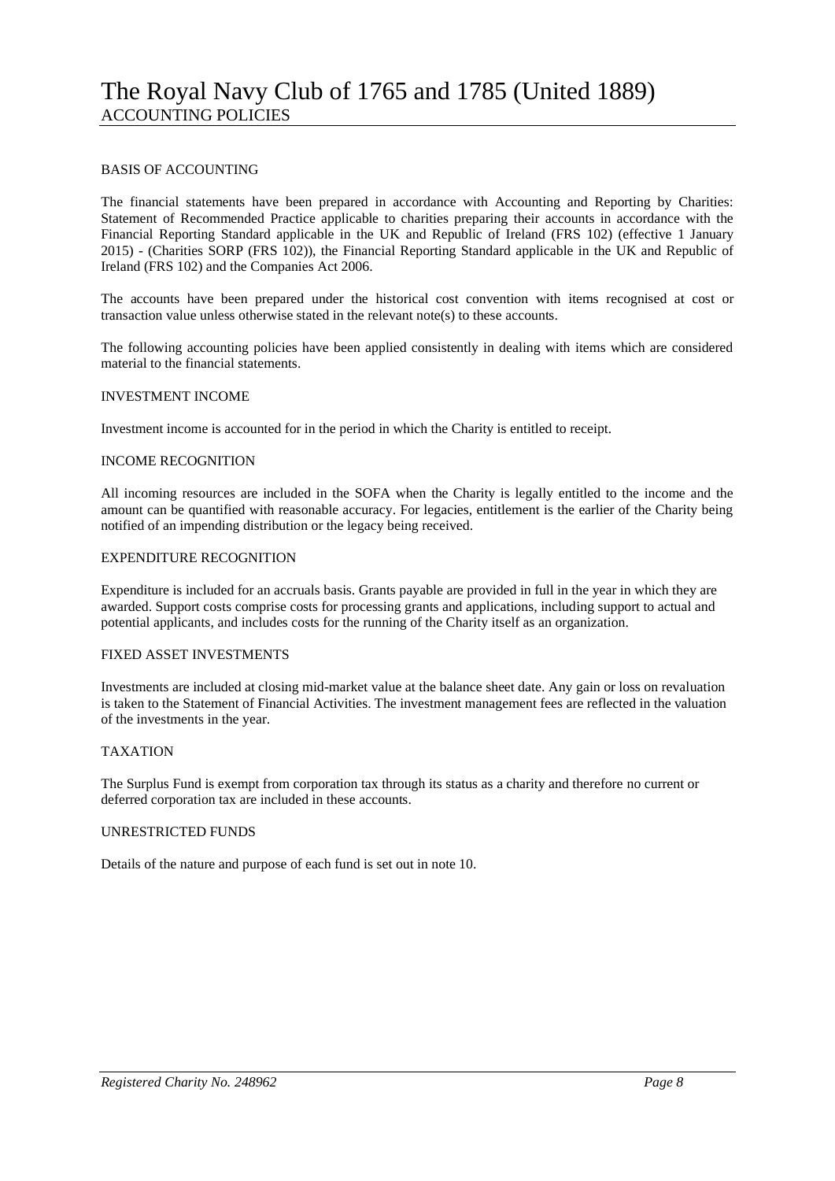# The Royal Navy Club of 1765 and 1785 (United 1889)

## ACCOUNTING POLICIES

### BASIS OF ACCOUNTING

The financial statements have been prepared in accordance with Accounting and Reporting by Charities: Statement of Recommended Practice applicable to charities preparing their accounts in accordance with the Financial Reporting Standard applicable in the UK and Republic of Ireland (FRS 102) (effective 1 January 2015) - (Charities SORP (FRS 102)), the Financial Reporting Standard applicable in the UK and Republic of Ireland (FRS 102) and the Companies Act 2006.

The accounts have been prepared under the historical cost convention with items recognised at cost or transaction value unless otherwise stated in the relevant note(s) to these accounts.

The following accounting policies have been applied consistently in dealing with items which are considered material to the financial statements.

### INVESTMENT INCOME

Investment income is accounted for in the period in which the Charity is entitled to receipt.

### INCOME RECOGNITION

All incoming resources are included in the SOFA when the Charity is legally entitled to the income and the amount can be quantified with reasonable accuracy. For legacies, entitlement is the earlier of the Charity being notified of an impending distribution or the legacy being received.

### EXPENDITURE RECOGNITION

Expenditure is included for an accruals basis. Grants payable are provided in full in the year in which they are awarded. Support costs comprise costs for processing grants and applications, including support to actual and potential applicants, and includes costs for the running of the Charity itself as an organization.

### FIXED ASSET INVESTMENTS

Investments are included at closing mid-market value at the balance sheet date. Any gain or loss on revaluation is taken to the Statement of Financial Activities. The investment management fees are reflected in the valuation of the investments in the year.

### TAXATION

The Surplus Fund is exempt from corporation tax through its status as a charity and therefore no current or deferred corporation tax are included in these accounts.

### UNRESTRICTED FUNDS

Details of the nature and purpose of each fund is set out in note 10.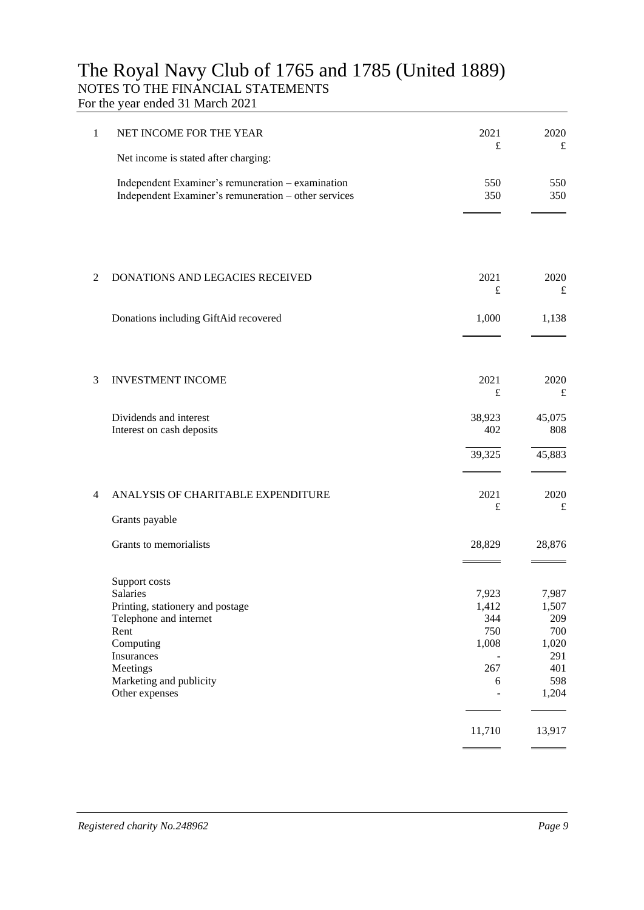# The Royal Navy Club of 1765 and 1785 (United 1889)

NOTES TO THE FINANCIAL STATEMENTS

For the year ended 31 March 2021

## 1 NET INCOME FOR THE YEAR

| | 2021 £ | 2020 £ |
|---|---|---|
| Net income is stated after charging: | | |
| Independent Examiner's remuneration – examination | 550 | 550 |
| Independent Examiner's remuneration – other services | 350 | 350 |

## 2 DONATIONS AND LEGACIES RECEIVED

| | 2021 £ | 2020 £ |
|---|---|---|
| Donations including GiftAid recovered | 1,000 | 1,138 |

## 3 INVESTMENT INCOME

| | 2021 £ | 2020 £ |
|---|---|---|
| Dividends and interest | 38,923 | 45,075 |
| Interest on cash deposits | 402 | 808 |
| | 39,325 | 45,883 |

## 4 ANALYSIS OF CHARITABLE EXPENDITURE

| | 2021 £ | 2020 £ |
|---|---|---|
| Grants payable | | |
| Grants to memorialists | 28,829 | 28,876 |
| | | |
| Support costs | | |
| Salaries | 7,923 | 7,987 |
| Printing, stationery and postage | 1,412 | 1,507 |
| Telephone and internet | 344 | 209 |
| Rent | 750 | 700 |
| Computing | 1,008 | 1,020 |
| Insurances | - | 291 |
| Meetings | 267 | 401 |
| Marketing and publicity | 6 | 598 |
| Other expenses | - | 1,204 |
| | 11,710 | 13,917 |

*Registered charity No.248962*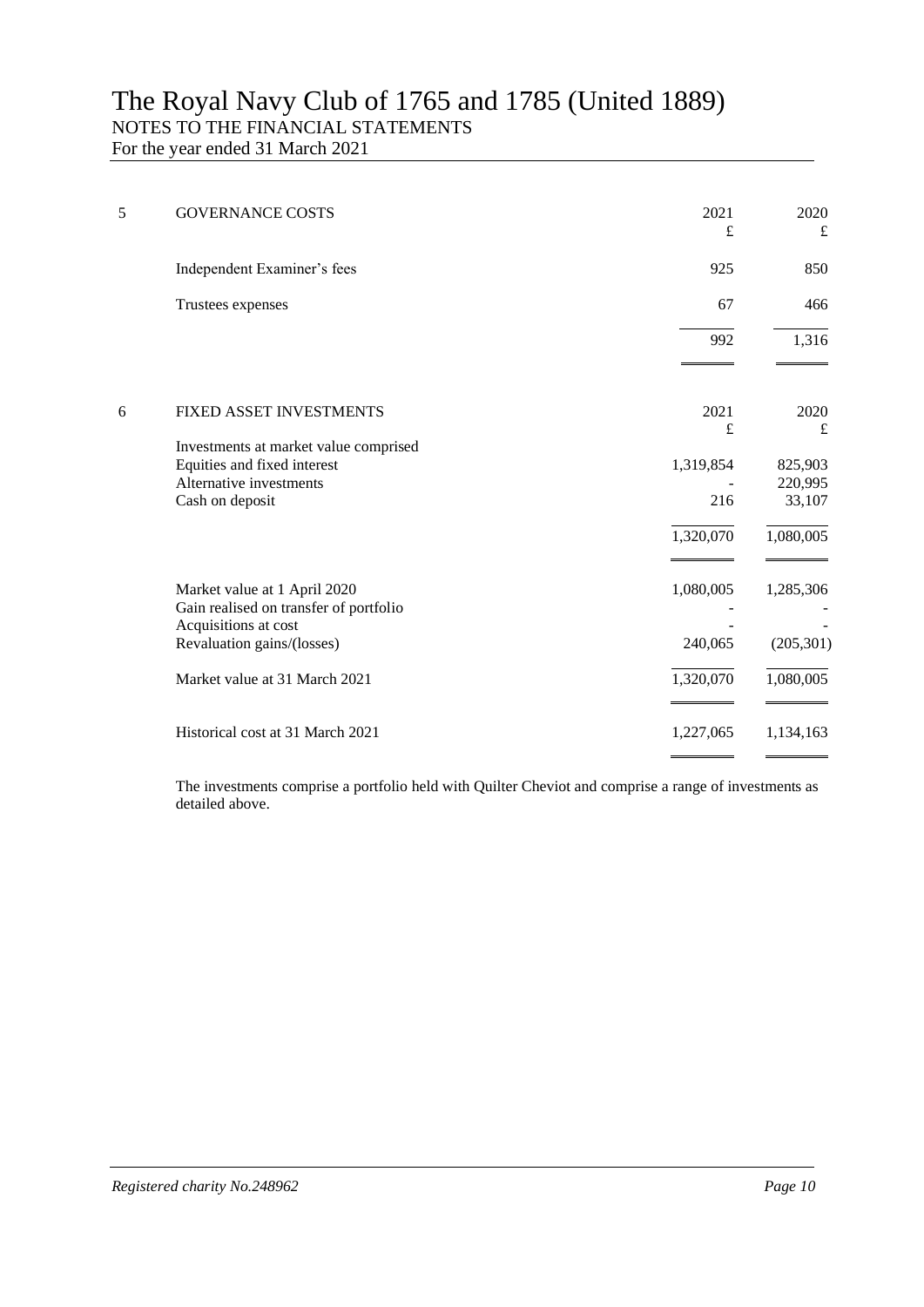# The Royal Navy Club of 1765 and 1785 (United 1889)

NOTES TO THE FINANCIAL STATEMENTS

For the year ended 31 March 2021

| 5 | GOVERNANCE COSTS | 2021 £ | 2020 £ |
|---|---|---|---|
| | Independent Examiner's fees | 925 | 850 |
| | Trustees expenses | 67 | 466 |
| | | 992 | 1,316 |

| 6 | FIXED ASSET INVESTMENTS | 2021 £ | 2020 £ |
|---|---|---|---|
| | Investments at market value comprised | | |
| | Equities and fixed interest | 1,319,854 | 825,903 |
| | Alternative investments | - | 220,995 |
| | Cash on deposit | 216 | 33,107 |
| | | 1,320,070 | 1,080,005 |
| | Market value at 1 April 2020 | 1,080,005 | 1,285,306 |
| | Gain realised on transfer of portfolio | - | - |
| | Acquisitions at cost | - | - |
| | Revaluation gains/(losses) | 240,065 | (205,301) |
| | Market value at 31 March 2021 | 1,320,070 | 1,080,005 |
| | Historical cost at 31 March 2021 | 1,227,065 | 1,134,163 |

The investments comprise a portfolio held with Quilter Cheviot and comprise a range of investments as detailed above.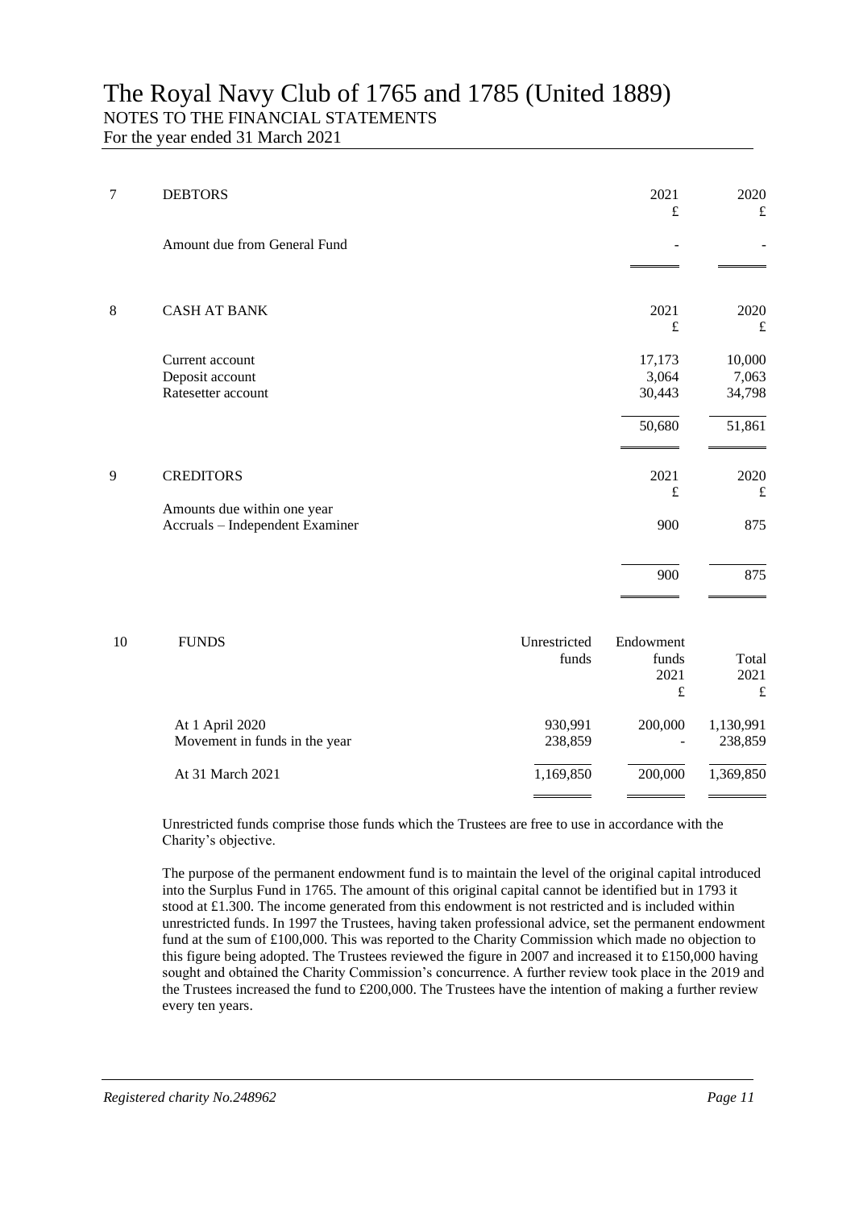# The Royal Navy Club of 1765 and 1785 (United 1889)

## NOTES TO THE FINANCIAL STATEMENTS

For the year ended 31 March 2021

### 7 DEBTORS

| | 2021 £ | 2020 £ |
|---|---|---|
| Amount due from General Fund | - | - |

### 8 CASH AT BANK

| | 2021 £ | 2020 £ |
|---|---|---|
| Current account | 17,173 | 10,000 |
| Deposit account | 3,064 | 7,063 |
| Ratesetter account | 30,443 | 34,798 |
| | 50,680 | 51,861 |

### 9 CREDITORS

| | 2021 £ | 2020 £ |
|---|---|---|
| Amounts due within one year | | |
| Accruals – Independent Examiner | 900 | 875 |
| | 900 | 875 |

### 10 FUNDS

| | Unrestricted funds | Endowment funds 2021 £ | Total 2021 £ |
|---|---|---|---|
| At 1 April 2020 | 930,991 | 200,000 | 1,130,991 |
| Movement in funds in the year | 238,859 | - | 238,859 |
| At 31 March 2021 | 1,169,850 | 200,000 | 1,369,850 |

Unrestricted funds comprise those funds which the Trustees are free to use in accordance with the Charity's objective.

The purpose of the permanent endowment fund is to maintain the level of the original capital introduced into the Surplus Fund in 1765. The amount of this original capital cannot be identified but in 1793 it stood at £1.300. The income generated from this endowment is not restricted and is included within unrestricted funds. In 1997 the Trustees, having taken professional advice, set the permanent endowment fund at the sum of £100,000. This was reported to the Charity Commission which made no objection to this figure being adopted. The Trustees reviewed the figure in 2007 and increased it to £150,000 having sought and obtained the Charity Commission's concurrence. A further review took place in the 2019 and the Trustees increased the fund to £200,000. The Trustees have the intention of making a further review every ten years.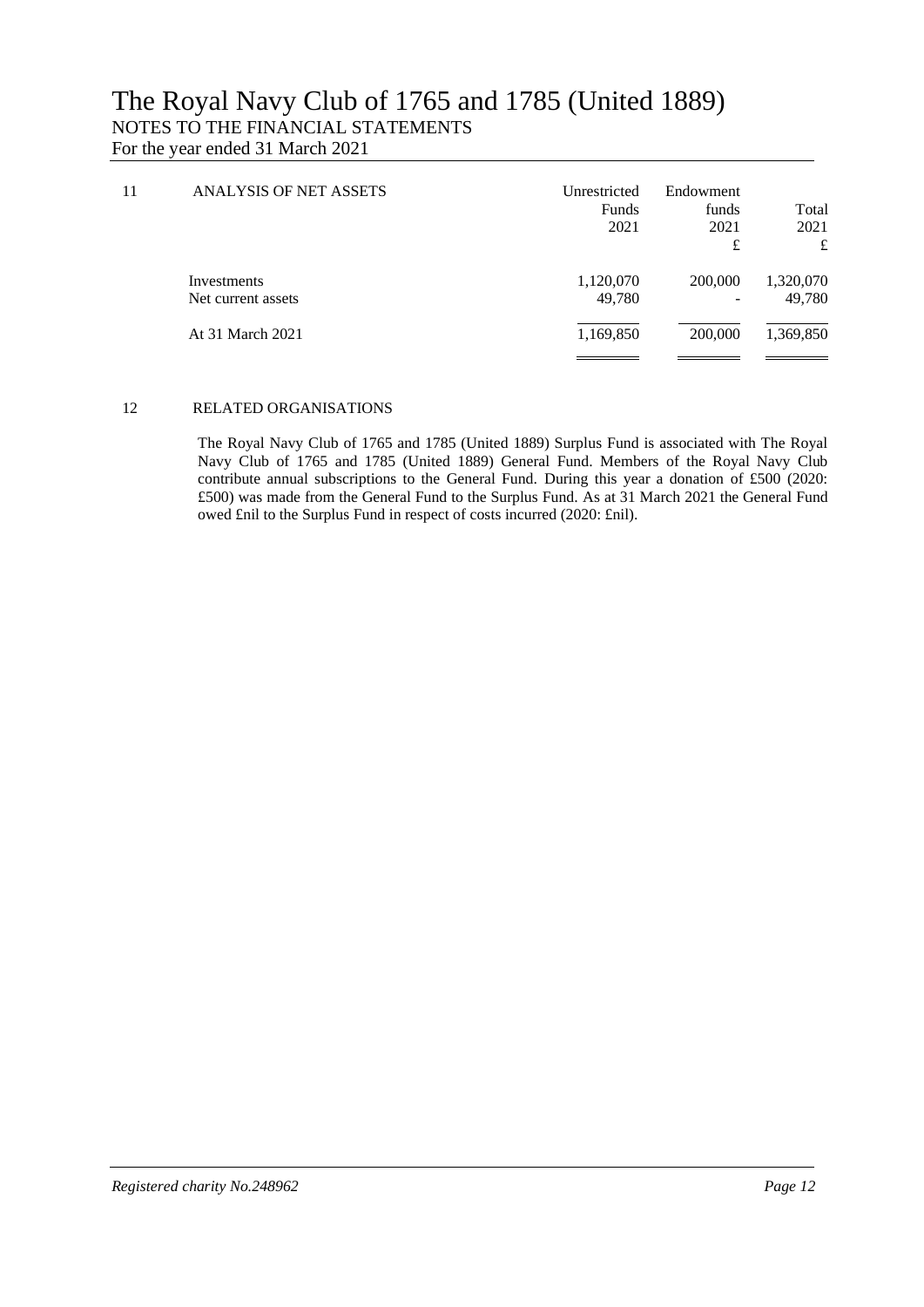# The Royal Navy Club of 1765 and 1785 (United 1889)

NOTES TO THE FINANCIAL STATEMENTS

For the year ended 31 March 2021

## 11 ANALYSIS OF NET ASSETS

| | Unrestricted Funds 2021 | Endowment funds 2021 £ | Total 2021 £ |
|---|---|---|---|
| Investments | 1,120,070 | 200,000 | 1,320,070 |
| Net current assets | 49,780 | - | 49,780 |
| At 31 March 2021 | 1,169,850 | 200,000 | 1,369,850 |

## 12 RELATED ORGANISATIONS

The Royal Navy Club of 1765 and 1785 (United 1889) Surplus Fund is associated with The Royal Navy Club of 1765 and 1785 (United 1889) General Fund. Members of the Royal Navy Club contribute annual subscriptions to the General Fund. During this year a donation of £500 (2020: £500) was made from the General Fund to the Surplus Fund. As at 31 March 2021 the General Fund owed £nil to the Surplus Fund in respect of costs incurred (2020: £nil).